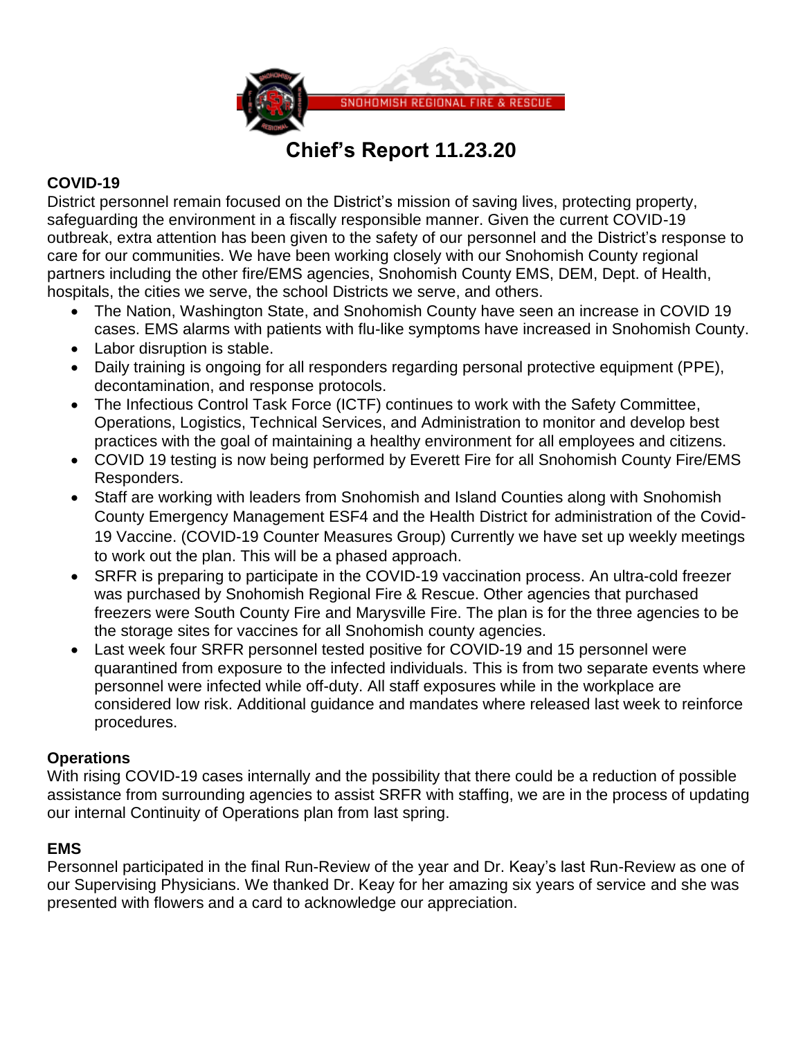SNOHOMISH REGIONAL FIRE & RESCUE

# Chief's Report 11.23.20

**COVID-19**

District personnel remain focused on the District's mission of saving lives, protecting property, safeguarding the environment in a fiscally responsible manner. Given the current COVID-19 outbreak, extra attention has been given to the safety of our personnel and the District's response to care for our communities. We have been working closely with our Snohomish County regional partners including the other fire/EMS agencies, Snohomish County EMS, DEM, Dept. of Health, hospitals, the cities we serve, the school Districts we serve, and others.

- The Nation, Washington State, and Snohomish County have seen an increase in COVID 19 cases. EMS alarms with patients with flu-like symptoms have increased in Snohomish County.
- Labor disruption is stable.
- Daily training is ongoing for all responders regarding personal protective equipment (PPE), decontamination, and response protocols.
- The Infectious Control Task Force (ICTF) continues to work with the Safety Committee, Operations, Logistics, Technical Services, and Administration to monitor and develop best practices with the goal of maintaining a healthy environment for all employees and citizens.
- COVID 19 testing is now being performed by Everett Fire for all Snohomish County Fire/EMS Responders.
- Staff are working with leaders from Snohomish and Island Counties along with Snohomish County Emergency Management ESF4 and the Health District for administration of the Covid-19 Vaccine. (COVID-19 Counter Measures Group) Currently we have set up weekly meetings to work out the plan. This will be a phased approach.
- SRFR is preparing to participate in the COVID-19 vaccination process. An ultra-cold freezer was purchased by Snohomish Regional Fire & Rescue. Other agencies that purchased freezers were South County Fire and Marysville Fire. The plan is for the three agencies to be the storage sites for vaccines for all Snohomish county agencies.
- Last week four SRFR personnel tested positive for COVID-19 and 15 personnel were quarantined from exposure to the infected individuals. This is from two separate events where personnel were infected while off-duty. All staff exposures while in the workplace are considered low risk. Additional guidance and mandates where released last week to reinforce procedures.

**Operations**

With rising COVID-19 cases internally and the possibility that there could be a reduction of possible assistance from surrounding agencies to assist SRFR with staffing, we are in the process of updating our internal Continuity of Operations plan from last spring.

**EMS**

Personnel participated in the final Run-Review of the year and Dr. Keay's last Run-Review as one of our Supervising Physicians. We thanked Dr. Keay for her amazing six years of service and she was presented with flowers and a card to acknowledge our appreciation.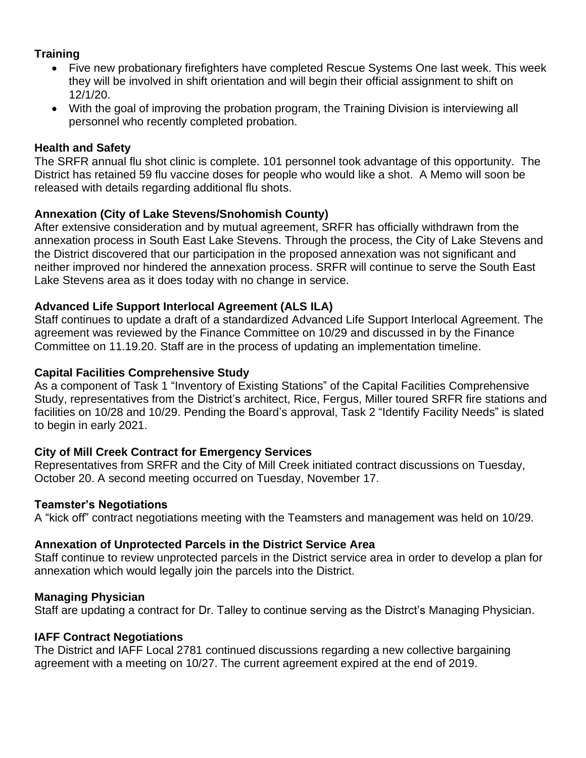**Training**

- Five new probationary firefighters have completed Rescue Systems One last week. This week they will be involved in shift orientation and will begin their official assignment to shift on 12/1/20.
- With the goal of improving the probation program, the Training Division is interviewing all personnel who recently completed probation.

**Health and Safety**

The SRFR annual flu shot clinic is complete. 101 personnel took advantage of this opportunity. The District has retained 59 flu vaccine doses for people who would like a shot. A Memo will soon be released with details regarding additional flu shots.

**Annexation (City of Lake Stevens/Snohomish County)**

After extensive consideration and by mutual agreement, SRFR has officially withdrawn from the annexation process in South East Lake Stevens. Through the process, the City of Lake Stevens and the District discovered that our participation in the proposed annexation was not significant and neither improved nor hindered the annexation process. SRFR will continue to serve the South East Lake Stevens area as it does today with no change in service.

**Advanced Life Support Interlocal Agreement (ALS ILA)**

Staff continues to update a draft of a standardized Advanced Life Support Interlocal Agreement. The agreement was reviewed by the Finance Committee on 10/29 and discussed in by the Finance Committee on 11.19.20. Staff are in the process of updating an implementation timeline.

**Capital Facilities Comprehensive Study**

As a component of Task 1 "Inventory of Existing Stations" of the Capital Facilities Comprehensive Study, representatives from the District's architect, Rice, Fergus, Miller toured SRFR fire stations and facilities on 10/28 and 10/29. Pending the Board's approval, Task 2 "Identify Facility Needs" is slated to begin in early 2021.

**City of Mill Creek Contract for Emergency Services**

Representatives from SRFR and the City of Mill Creek initiated contract discussions on Tuesday, October 20. A second meeting occurred on Tuesday, November 17.

**Teamster's Negotiations**

A "kick off" contract negotiations meeting with the Teamsters and management was held on 10/29.

**Annexation of Unprotected Parcels in the District Service Area**

Staff continue to review unprotected parcels in the District service area in order to develop a plan for annexation which would legally join the parcels into the District.

**Managing Physician**

Staff are updating a contract for Dr. Talley to continue serving as the Distrct's Managing Physician.

**IAFF Contract Negotiations**

The District and IAFF Local 2781 continued discussions regarding a new collective bargaining agreement with a meeting on 10/27. The current agreement expired at the end of 2019.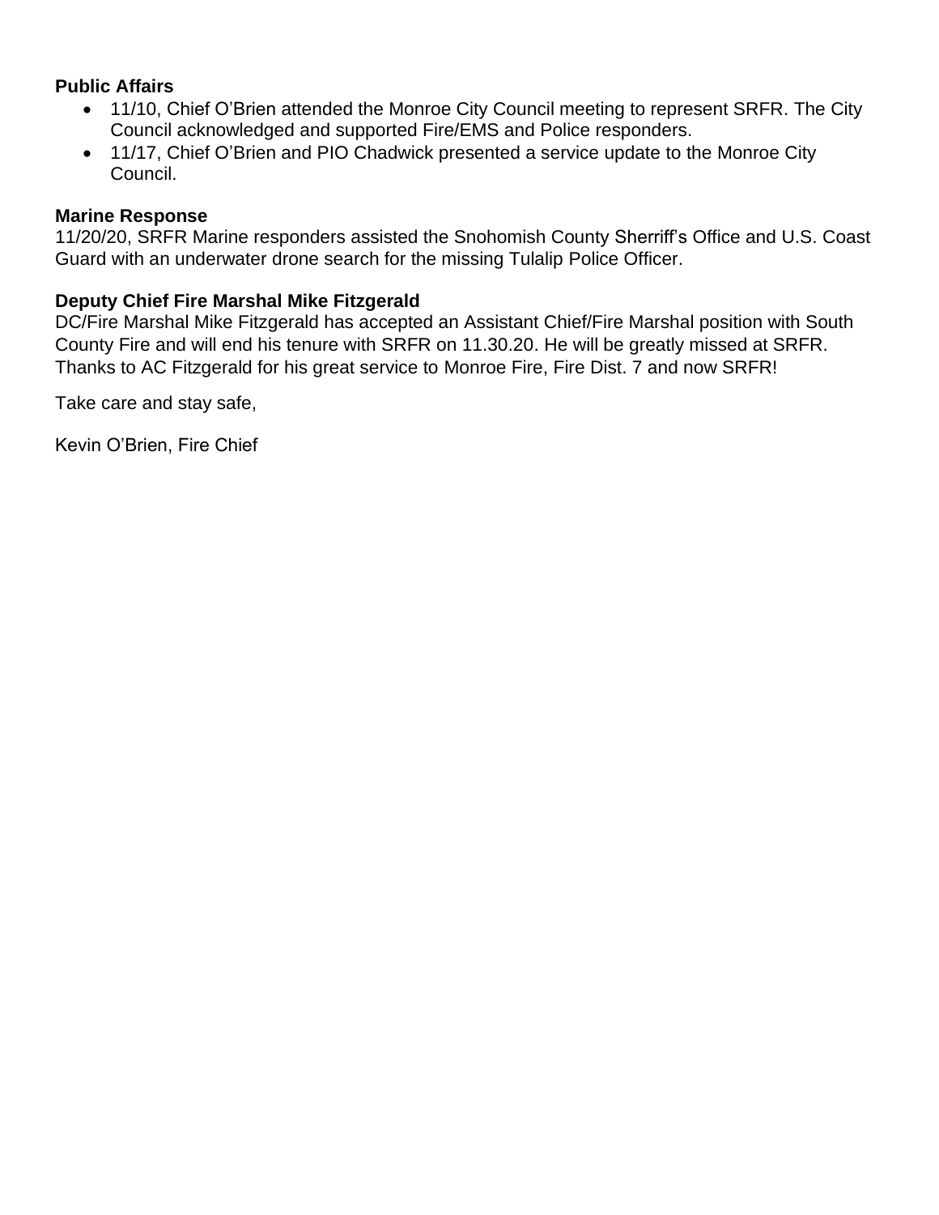**Public Affairs**

- 11/10, Chief O'Brien attended the Monroe City Council meeting to represent SRFR. The City Council acknowledged and supported Fire/EMS and Police responders.
- 11/17, Chief O'Brien and PIO Chadwick presented a service update to the Monroe City Council.

**Marine Response**

11/20/20, SRFR Marine responders assisted the Snohomish County Sherriff's Office and U.S. Coast Guard with an underwater drone search for the missing Tulalip Police Officer.

**Deputy Chief Fire Marshal Mike Fitzgerald**

DC/Fire Marshal Mike Fitzgerald has accepted an Assistant Chief/Fire Marshal position with South County Fire and will end his tenure with SRFR on 11.30.20. He will be greatly missed at SRFR. Thanks to AC Fitzgerald for his great service to Monroe Fire, Fire Dist. 7 and now SRFR!

Take care and stay safe,

Kevin O'Brien, Fire Chief